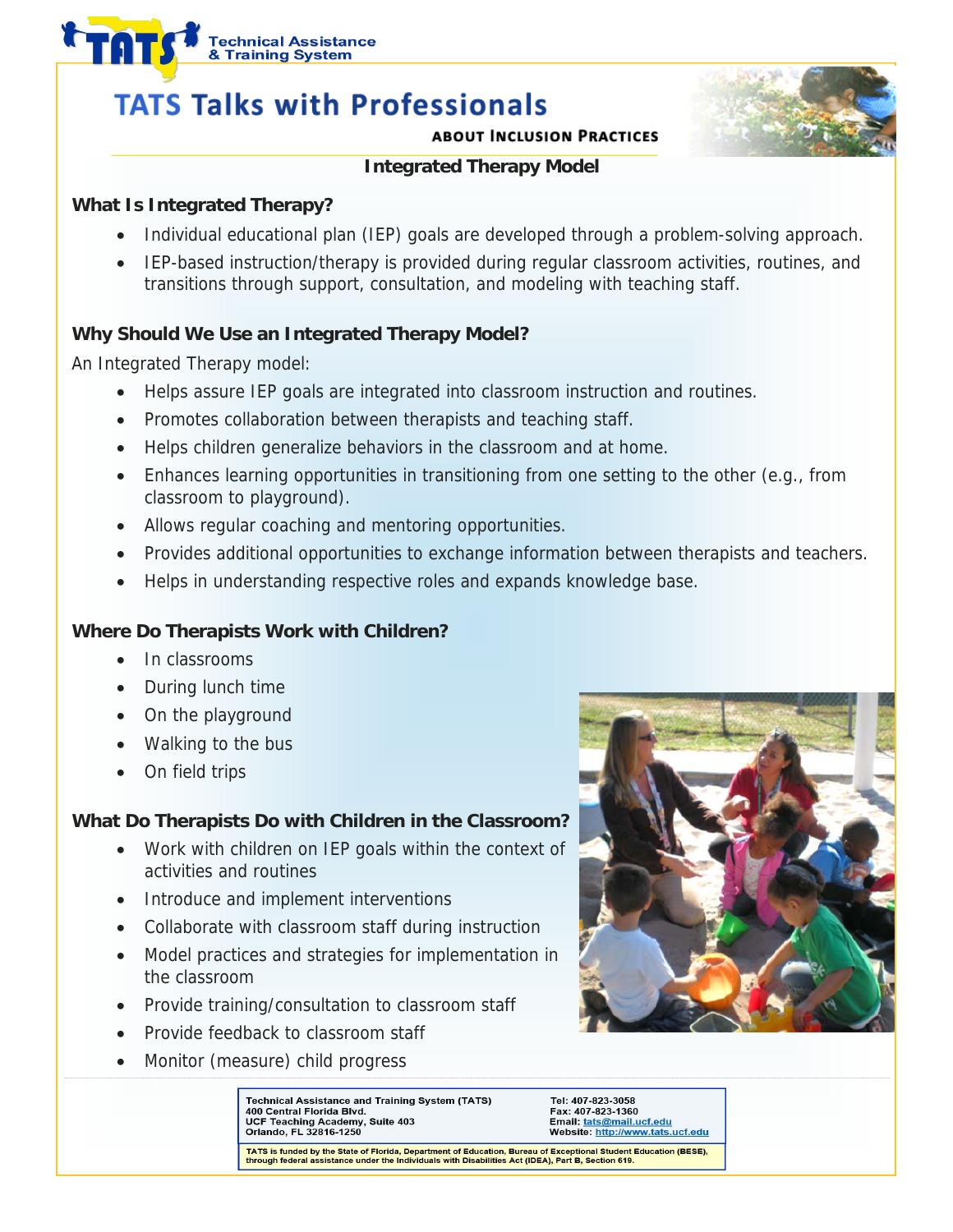# TATS Talks with Professionals

ABOUT INCLUSION PRACTICES

## Integrated Therapy Model

### What Is Integrated Therapy?

- Individual educational plan (IEP) goals are developed through a problem-solving approach.
- IEP-based instruction/therapy is provided during regular classroom activities, routines, and transitions through support, consultation, and modeling with teaching staff.

### Why Should We Use an Integrated Therapy Model?

An Integrated Therapy model:

- Helps assure IEP goals are integrated into classroom instruction and routines.
- Promotes collaboration between therapists and teaching staff.
- Helps children generalize behaviors in the classroom and at home.
- Enhances learning opportunities in transitioning from one setting to the other (e.g., from classroom to playground).
- Allows regular coaching and mentoring opportunities.
- Provides additional opportunities to exchange information between therapists and teachers.
- Helps in understanding respective roles and expands knowledge base.

### Where Do Therapists Work with Children?

- In classrooms
- During lunch time
- On the playground
- Walking to the bus
- On field trips

### What Do Therapists Do with Children in the Classroom?

- Work with children on IEP goals within the context of activities and routines
- Introduce and implement interventions
- Collaborate with classroom staff during instruction
- Model practices and strategies for implementation in the classroom
- Provide training/consultation to classroom staff
- Provide feedback to classroom staff
- Monitor (measure) child progress

---

**Technical Assistance and Training System (TATS)**
**400 Central Florida Blvd.**
**UCF Teaching Academy, Suite 403**
**Orlando, FL 32816-1250**

**Tel: 407-823-3058**
**Fax: 407-823-1360**
**Email: tats@mail.ucf.edu**
**Website: http://www.tats.ucf.edu**

**TATS is funded by the State of Florida, Department of Education, Bureau of Exceptional Student Education (BESE), through federal assistance under the Individuals with Disabilities Act (IDEA), Part B, Section 619.**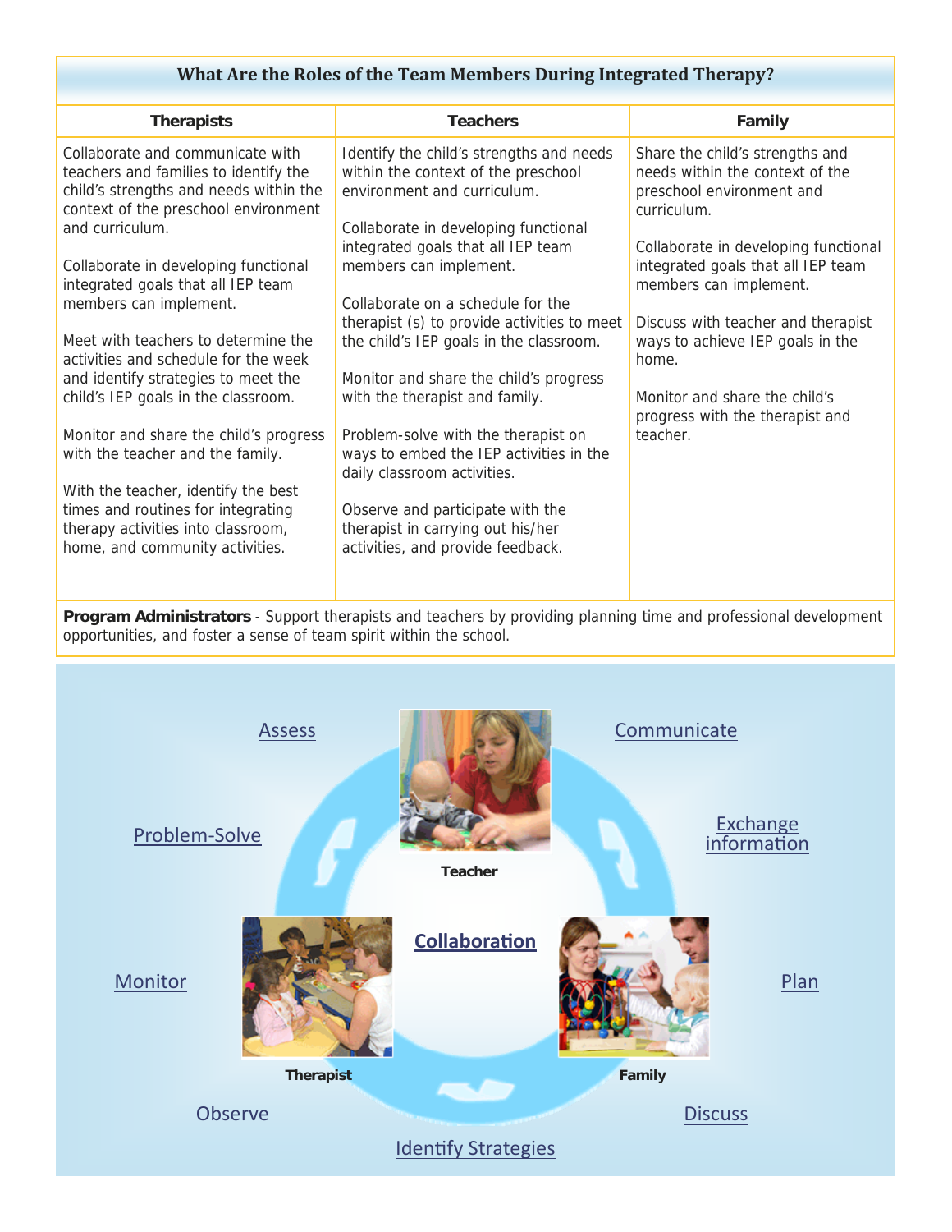## What Are the Roles of the Team Members During Integrated Therapy?

| Therapists | Teachers | Family |
|---|---|---|
| Collaborate and communicate with teachers and families to identify the child's strengths and needs within the context of the preschool environment and curriculum.<br><br>Collaborate in developing functional integrated goals that all IEP team members can implement.<br><br>Meet with teachers to determine the activities and schedule for the week and identify strategies to meet the child's IEP goals in the classroom.<br><br>Monitor and share the child's progress with the teacher and the family.<br><br>With the teacher, identify the best times and routines for integrating therapy activities into classroom, home, and community activities. | Identify the child's strengths and needs within the context of the preschool environment and curriculum.<br><br>Collaborate in developing functional integrated goals that all IEP team members can implement.<br><br>Collaborate on a schedule for the therapist (s) to provide activities to meet the child's IEP goals in the classroom.<br><br>Monitor and share the child's progress with the therapist and family.<br><br>Problem-solve with the therapist on ways to embed the IEP activities in the daily classroom activities.<br><br>Observe and participate with the therapist in carrying out his/her activities, and provide feedback. | Share the child's strengths and needs within the context of the preschool environment and curriculum.<br><br>Collaborate in developing functional integrated goals that all IEP team members can implement.<br><br>Discuss with teacher and therapist ways to achieve IEP goals in the home.<br><br>Monitor and share the child's progress with the therapist and teacher. |

**Program Administrators** - Support therapists and teachers by providing planning time and professional development opportunities, and foster a sense of team spirit within the school.

Assess

Communicate

Problem-Solve

Exchange information

Teacher

Collaboration

Monitor

Plan

Therapist

Family

Observe

Discuss

Identify Strategies